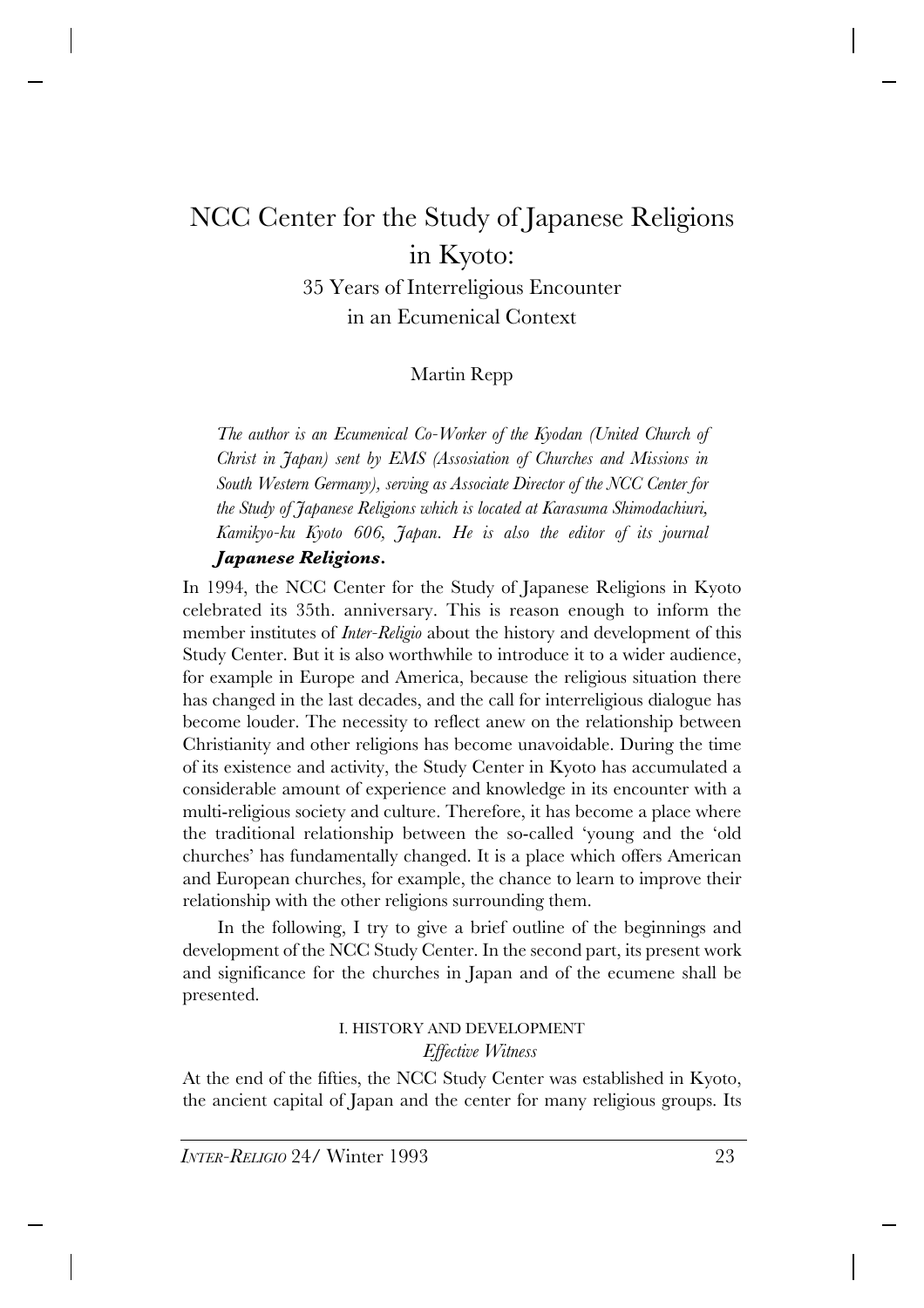# NCC Center for the Study of Japanese Religions in Kyoto:

## 35 Years of Interreligious Encounter in an Ecumenical Context

Martin Repp

*The author is an Ecumenical Co-Worker of the Kyodan (United Church of Christ in Japan) sent by EMS (Assosiation of Churches and Missions in South Western Germany), serving as Associate Director of the NCC Center for the Study of Japanese Religions which is located at Karasuma Shimodachiuri, Kamikyo-ku Kyoto 606, Japan. He is also the editor of its journal* ***Japanese Religions.***

In 1994, the NCC Center for the Study of Japanese Religions in Kyoto celebrated its 35th. anniversary. This is reason enough to inform the member institutes of *Inter-Religio* about the history and development of this Study Center. But it is also worthwhile to introduce it to a wider audience, for example in Europe and America, because the religious situation there has changed in the last decades, and the call for interreligious dialogue has become louder. The necessity to reflect anew on the relationship between Christianity and other religions has become unavoidable. During the time of its existence and activity, the Study Center in Kyoto has accumulated a considerable amount of experience and knowledge in its encounter with a multi-religious society and culture. Therefore, it has become a place where the traditional relationship between the so-called 'young and the 'old churches' has fundamentally changed. It is a place which offers American and European churches, for example, the chance to learn to improve their relationship with the other religions surrounding them.

In the following, I try to give a brief outline of the beginnings and development of the NCC Study Center. In the second part, its present work and significance for the churches in Japan and of the ecumene shall be presented.

### I. HISTORY AND DEVELOPMENT

#### *Effective Witness*

At the end of the fifties, the NCC Study Center was established in Kyoto, the ancient capital of Japan and the center for many religious groups. Its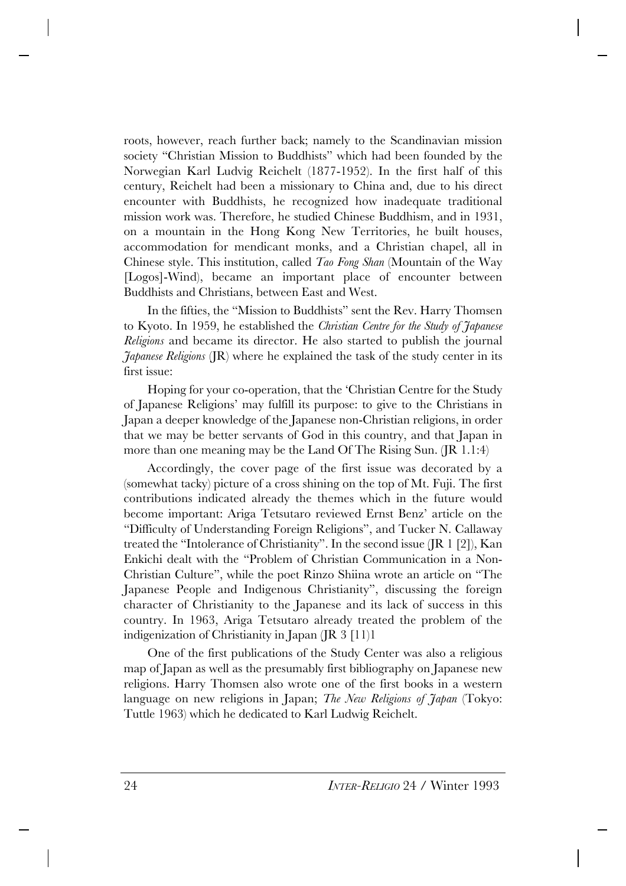roots, however, reach further back; namely to the Scandinavian mission society "Christian Mission to Buddhists" which had been founded by the Norwegian Karl Ludvig Reichelt (1877-1952). In the first half of this century, Reichelt had been a missionary to China and, due to his direct encounter with Buddhists, he recognized how inadequate traditional mission work was. Therefore, he studied Chinese Buddhism, and in 1931, on a mountain in the Hong Kong New Territories, he built houses, accommodation for mendicant monks, and a Christian chapel, all in Chinese style. This institution, called *Tao Fong Shan* (Mountain of the Way [Logos]-Wind), became an important place of encounter between Buddhists and Christians, between East and West.

In the fifties, the "Mission to Buddhists" sent the Rev. Harry Thomsen to Kyoto. In 1959, he established the *Christian Centre for the Study of Japanese Religions* and became its director. He also started to publish the journal *Japanese Religions* (JR) where he explained the task of the study center in its first issue:

Hoping for your co-operation, that the 'Christian Centre for the Study of Japanese Religions' may fulfill its purpose: to give to the Christians in Japan a deeper knowledge of the Japanese non-Christian religions, in order that we may be better servants of God in this country, and that Japan in more than one meaning may be the Land Of The Rising Sun. (JR 1.1:4)

Accordingly, the cover page of the first issue was decorated by a (somewhat tacky) picture of a cross shining on the top of Mt. Fuji. The first contributions indicated already the themes which in the future would become important: Ariga Tetsutaro reviewed Ernst Benz' article on the "Difficulty of Understanding Foreign Religions", and Tucker N. Callaway treated the "Intolerance of Christianity". In the second issue (JR 1 [2]), Kan Enkichi dealt with the "Problem of Christian Communication in a Non-Christian Culture", while the poet Rinzo Shiina wrote an article on "The Japanese People and Indigenous Christianity", discussing the foreign character of Christianity to the Japanese and its lack of success in this country. In 1963, Ariga Tetsutaro already treated the problem of the indigenization of Christianity in Japan (JR 3 [11)1

One of the first publications of the Study Center was also a religious map of Japan as well as the presumably first bibliography on Japanese new religions. Harry Thomsen also wrote one of the first books in a western language on new religions in Japan; *The New Religions of Japan* (Tokyo: Tuttle 1963) which he dedicated to Karl Ludwig Reichelt.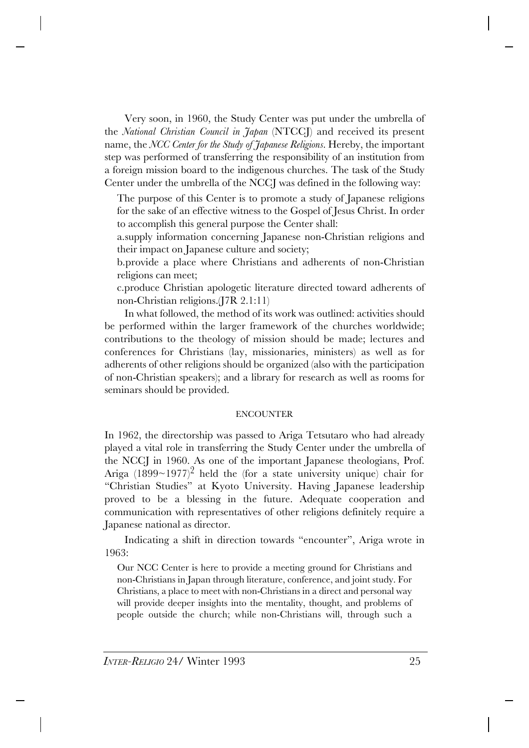Very soon, in 1960, the Study Center was put under the umbrella of the *National Christian Council in Japan* (NTCCJ) and received its present name, the *NCC Center for the Study of Japanese Religions*. Hereby, the important step was performed of transferring the responsibility of an institution from a foreign mission board to the indigenous churches. The task of the Study Center under the umbrella of the NCCJ was defined in the following way:

> The purpose of this Center is to promote a study of Japanese religions for the sake of an effective witness to the Gospel of Jesus Christ. In order to accomplish this general purpose the Center shall:
>
> a.supply information concerning Japanese non-Christian religions and their impact on Japanese culture and society;
>
> b.provide a place where Christians and adherents of non-Christian religions can meet;
>
> c.produce Christian apologetic literature directed toward adherents of non-Christian religions.(J7R 2.1:11)

In what followed, the method of its work was outlined: activities should be performed within the larger framework of the churches worldwide; contributions to the theology of mission should be made; lectures and conferences for Christians (lay, missionaries, ministers) as well as for adherents of other religions should be organized (also with the participation of non-Christian speakers); and a library for research as well as rooms for seminars should be provided.

## ENCOUNTER

In 1962, the directorship was passed to Ariga Tetsutaro who had already played a vital role in transferring the Study Center under the umbrella of the NCCJ in 1960. As one of the important Japanese theologians, Prof. Ariga (1899~1977)[2] held the (for a state university unique) chair for "Christian Studies" at Kyoto University. Having Japanese leadership proved to be a blessing in the future. Adequate cooperation and communication with representatives of other religions definitely require a Japanese national as director.

Indicating a shift in direction towards "encounter", Ariga wrote in 1963:

> Our NCC Center is here to provide a meeting ground for Christians and non-Christians in Japan through literature, conference, and joint study. For Christians, a place to meet with non-Christians in a direct and personal way will provide deeper insights into the mentality, thought, and problems of people outside the church; while non-Christians will, through such a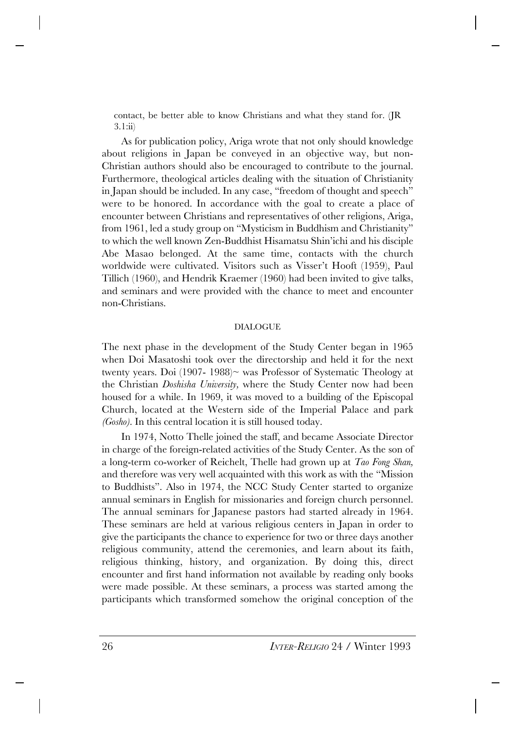contact, be better able to know Christians and what they stand for. (JR 3.1:ii)

As for publication policy, Ariga wrote that not only should knowledge about religions in Japan be conveyed in an objective way, but non-Christian authors should also be encouraged to contribute to the journal. Furthermore, theological articles dealing with the situation of Christianity in Japan should be included. In any case, "freedom of thought and speech" were to be honored. In accordance with the goal to create a place of encounter between Christians and representatives of other religions, Ariga, from 1961, led a study group on "Mysticism in Buddhism and Christianity" to which the well known Zen-Buddhist Hisamatsu Shin'ichi and his disciple Abe Masao belonged. At the same time, contacts with the church worldwide were cultivated. Visitors such as Visser't Hooft (1959), Paul Tillich (1960), and Hendrik Kraemer (1960) had been invited to give talks, and seminars and were provided with the chance to meet and encounter non-Christians.

## DIALOGUE

The next phase in the development of the Study Center began in 1965 when Doi Masatoshi took over the directorship and held it for the next twenty years. Doi (1907- 1988)~ was Professor of Systematic Theology at the Christian *Doshisha University,* where the Study Center now had been housed for a while. In 1969, it was moved to a building of the Episcopal Church, located at the Western side of the Imperial Palace and park *(Gosho)*. In this central location it is still housed today.

In 1974, Notto Thelle joined the staff, and became Associate Director in charge of the foreign-related activities of the Study Center. As the son of a long-term co-worker of Reichelt, Thelle had grown up at *Tao Fong Shan,* and therefore was very well acquainted with this work as with the "Mission to Buddhists". Also in 1974, the NCC Study Center started to organize annual seminars in English for missionaries and foreign church personnel. The annual seminars for Japanese pastors had started already in 1964. These seminars are held at various religious centers in Japan in order to give the participants the chance to experience for two or three days another religious community, attend the ceremonies, and learn about its faith, religious thinking, history, and organization. By doing this, direct encounter and first hand information not available by reading only books were made possible. At these seminars, a process was started among the participants which transformed somehow the original conception of the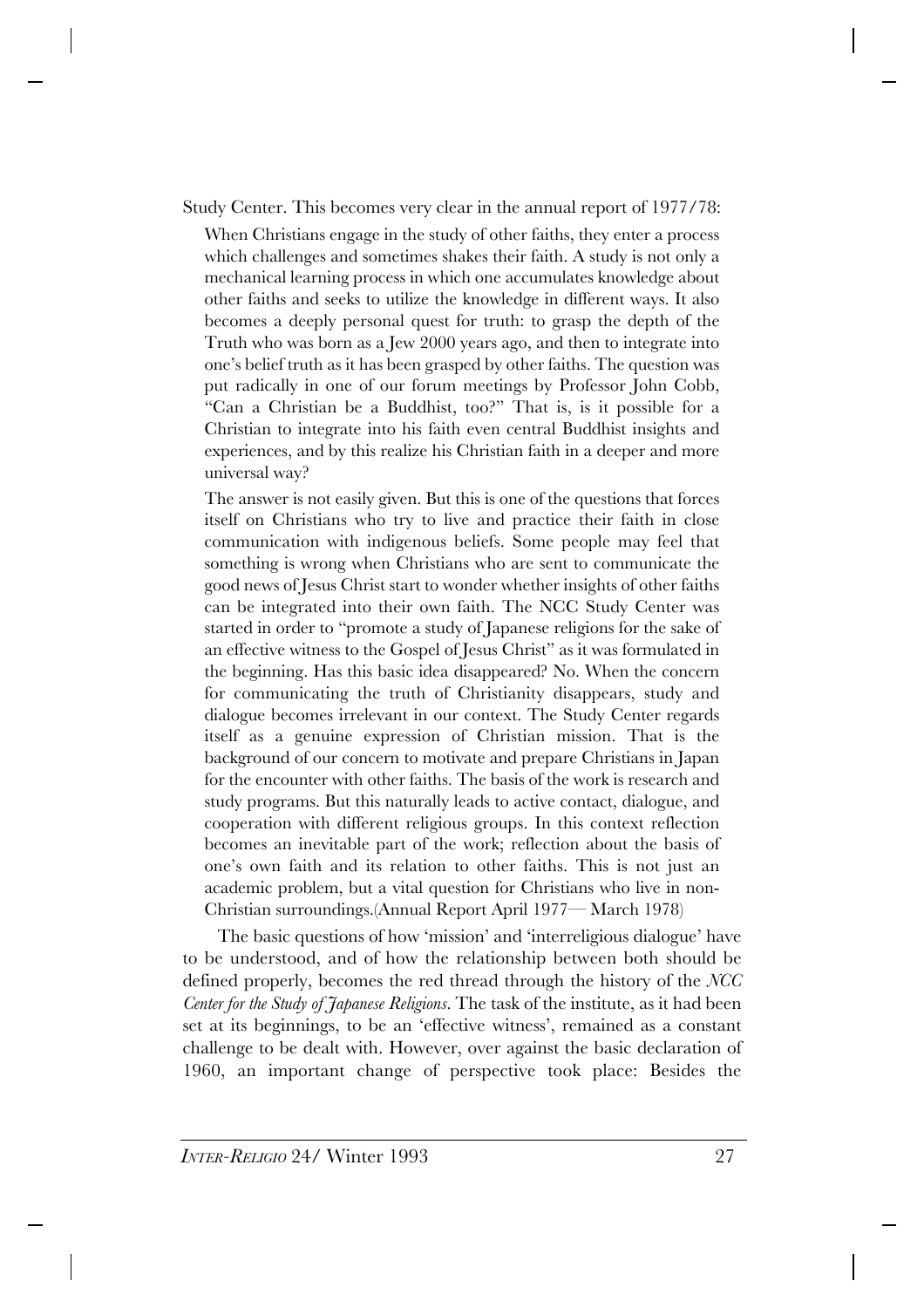Study Center. This becomes very clear in the annual report of 1977/78:

> When Christians engage in the study of other faiths, they enter a process which challenges and sometimes shakes their faith. A study is not only a mechanical learning process in which one accumulates knowledge about other faiths and seeks to utilize the knowledge in different ways. It also becomes a deeply personal quest for truth: to grasp the depth of the Truth who was born as a Jew 2000 years ago, and then to integrate into one's belief truth as it has been grasped by other faiths. The question was put radically in one of our forum meetings by Professor John Cobb, "Can a Christian be a Buddhist, too?" That is, is it possible for a Christian to integrate into his faith even central Buddhist insights and experiences, and by this realize his Christian faith in a deeper and more universal way?
>
> The answer is not easily given. But this is one of the questions that forces itself on Christians who try to live and practice their faith in close communication with indigenous beliefs. Some people may feel that something is wrong when Christians who are sent to communicate the good news of Jesus Christ start to wonder whether insights of other faiths can be integrated into their own faith. The NCC Study Center was started in order to "promote a study of Japanese religions for the sake of an effective witness to the Gospel of Jesus Christ" as it was formulated in the beginning. Has this basic idea disappeared? No. When the concern for communicating the truth of Christianity disappears, study and dialogue becomes irrelevant in our context. The Study Center regards itself as a genuine expression of Christian mission. That is the background of our concern to motivate and prepare Christians in Japan for the encounter with other faiths. The basis of the work is research and study programs. But this naturally leads to active contact, dialogue, and cooperation with different religious groups. In this context reflection becomes an inevitable part of the work; reflection about the basis of one's own faith and its relation to other faiths. This is not just an academic problem, but a vital question for Christians who live in non-Christian surroundings.(Annual Report April 1977— March 1978)

The basic questions of how 'mission' and 'interreligious dialogue' have to be understood, and of how the relationship between both should be defined properly, becomes the red thread through the history of the *NCC Center for the Study of Japanese Religions*. The task of the institute, as it had been set at its beginnings, to be an 'effective witness', remained as a constant challenge to be dealt with. However, over against the basic declaration of 1960, an important change of perspective took place: Besides the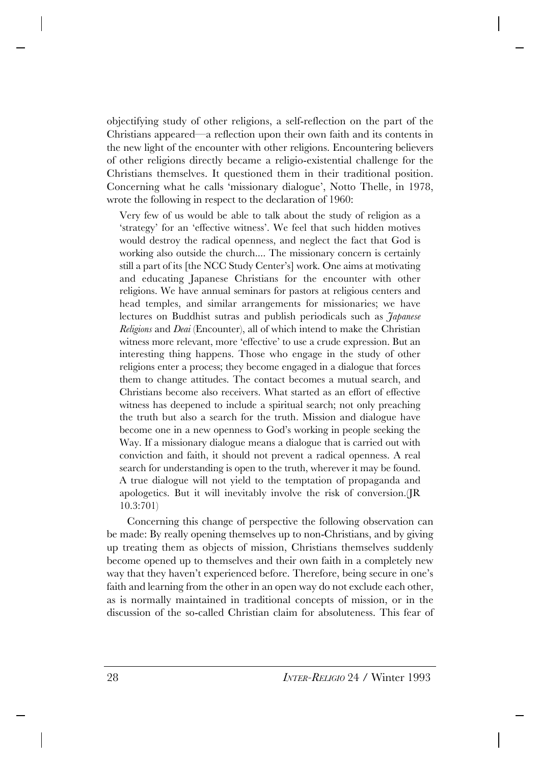objectifying study of other religions, a self-reflection on the part of the Christians appeared—a reflection upon their own faith and its contents in the new light of the encounter with other religions. Encountering believers of other religions directly became a religio-existential challenge for the Christians themselves. It questioned them in their traditional position. Concerning what he calls 'missionary dialogue', Notto Thelle, in 1978, wrote the following in respect to the declaration of 1960:

> Very few of us would be able to talk about the study of religion as a 'strategy' for an 'effective witness'. We feel that such hidden motives would destroy the radical openness, and neglect the fact that God is working also outside the church.... The missionary concern is certainly still a part of its [the NCC Study Center's] work. One aims at motivating and educating Japanese Christians for the encounter with other religions. We have annual seminars for pastors at religious centers and head temples, and similar arrangements for missionaries; we have lectures on Buddhist sutras and publish periodicals such as *Japanese Religions* and *Deai* (Encounter), all of which intend to make the Christian witness more relevant, more 'effective' to use a crude expression. But an interesting thing happens. Those who engage in the study of other religions enter a process; they become engaged in a dialogue that forces them to change attitudes. The contact becomes a mutual search, and Christians become also receivers. What started as an effort of effective witness has deepened to include a spiritual search; not only preaching the truth but also a search for the truth. Mission and dialogue have become one in a new openness to God's working in people seeking the Way. If a missionary dialogue means a dialogue that is carried out with conviction and faith, it should not prevent a radical openness. A real search for understanding is open to the truth, wherever it may be found. A true dialogue will not yield to the temptation of propaganda and apologetics. But it will inevitably involve the risk of conversion.(JR 10.3:701)

Concerning this change of perspective the following observation can be made: By really opening themselves up to non-Christians, and by giving up treating them as objects of mission, Christians themselves suddenly become opened up to themselves and their own faith in a completely new way that they haven't experienced before. Therefore, being secure in one's faith and learning from the other in an open way do not exclude each other, as is normally maintained in traditional concepts of mission, or in the discussion of the so-called Christian claim for absoluteness. This fear of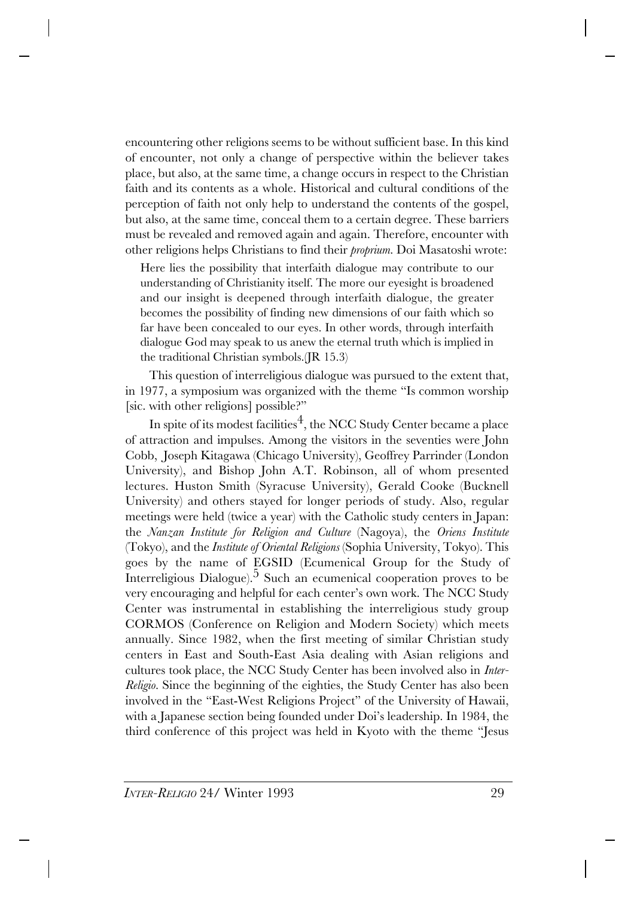encountering other religions seems to be without sufficient base. In this kind of encounter, not only a change of perspective within the believer takes place, but also, at the same time, a change occurs in respect to the Christian faith and its contents as a whole. Historical and cultural conditions of the perception of faith not only help to understand the contents of the gospel, but also, at the same time, conceal them to a certain degree. These barriers must be revealed and removed again and again. Therefore, encounter with other religions helps Christians to find their *proprium*. Doi Masatoshi wrote:

> Here lies the possibility that interfaith dialogue may contribute to our understanding of Christianity itself. The more our eyesight is broadened and our insight is deepened through interfaith dialogue, the greater becomes the possibility of finding new dimensions of our faith which so far have been concealed to our eyes. In other words, through interfaith dialogue God may speak to us anew the eternal truth which is implied in the traditional Christian symbols.(JR 15.3)

This question of interreligious dialogue was pursued to the extent that, in 1977, a symposium was organized with the theme "Is common worship [sic. with other religions] possible?"

In spite of its modest facilities[4], the NCC Study Center became a place of attraction and impulses. Among the visitors in the seventies were John Cobb, Joseph Kitagawa (Chicago University), Geoffrey Parrinder (London University), and Bishop John A.T. Robinson, all of whom presented lectures. Huston Smith (Syracuse University), Gerald Cooke (Bucknell University) and others stayed for longer periods of study. Also, regular meetings were held (twice a year) with the Catholic study centers in Japan: the *Nanzan Institute for Religion and Culture* (Nagoya), the *Oriens Institute* (Tokyo), and the *Institute of Oriental Religions* (Sophia University, Tokyo). This goes by the name of EGSID (Ecumenical Group for the Study of Interreligious Dialogue).[5] Such an ecumenical cooperation proves to be very encouraging and helpful for each center's own work. The NCC Study Center was instrumental in establishing the interreligious study group CORMOS (Conference on Religion and Modern Society) which meets annually. Since 1982, when the first meeting of similar Christian study centers in East and South-East Asia dealing with Asian religions and cultures took place, the NCC Study Center has been involved also in *Inter-Religio*. Since the beginning of the eighties, the Study Center has also been involved in the "East-West Religions Project" of the University of Hawaii, with a Japanese section being founded under Doi's leadership. In 1984, the third conference of this project was held in Kyoto with the theme "Jesus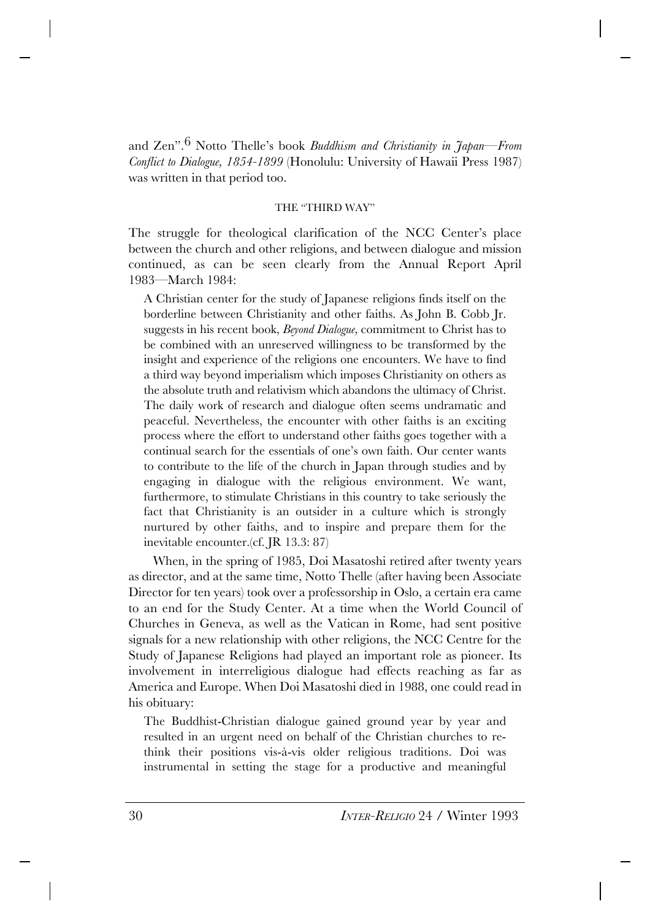and Zen".[6] Notto Thelle's book *Buddhism and Christianity in Japan—From Conflict to Dialogue, 1854-1899* (Honolulu: University of Hawaii Press 1987) was written in that period too.

## THE "THIRD WAY"

The struggle for theological clarification of the NCC Center's place between the church and other religions, and between dialogue and mission continued, as can be seen clearly from the Annual Report April 1983—March 1984:

> A Christian center for the study of Japanese religions finds itself on the borderline between Christianity and other faiths. As John B. Cobb Jr. suggests in his recent book, *Beyond Dialogue,* commitment to Christ has to be combined with an unreserved willingness to be transformed by the insight and experience of the religions one encounters. We have to find a third way beyond imperialism which imposes Christianity on others as the absolute truth and relativism which abandons the ultimacy of Christ. The daily work of research and dialogue often seems undramatic and peaceful. Nevertheless, the encounter with other faiths is an exciting process where the effort to understand other faiths goes together with a continual search for the essentials of one's own faith. Our center wants to contribute to the life of the church in Japan through studies and by engaging in dialogue with the religious environment. We want, furthermore, to stimulate Christians in this country to take seriously the fact that Christianity is an outsider in a culture which is strongly nurtured by other faiths, and to inspire and prepare them for the inevitable encounter.(cf. JR 13.3: 87)

When, in the spring of 1985, Doi Masatoshi retired after twenty years as director, and at the same time, Notto Thelle (after having been Associate Director for ten years) took over a professorship in Oslo, a certain era came to an end for the Study Center. At a time when the World Council of Churches in Geneva, as well as the Vatican in Rome, had sent positive signals for a new relationship with other religions, the NCC Centre for the Study of Japanese Religions had played an important role as pioneer. Its involvement in interreligious dialogue had effects reaching as far as America and Europe. When Doi Masatoshi died in 1988, one could read in his obituary:

> The Buddhist-Christian dialogue gained ground year by year and resulted in an urgent need on behalf of the Christian churches to re-think their positions vis-à-vis older religious traditions. Doi was instrumental in setting the stage for a productive and meaningful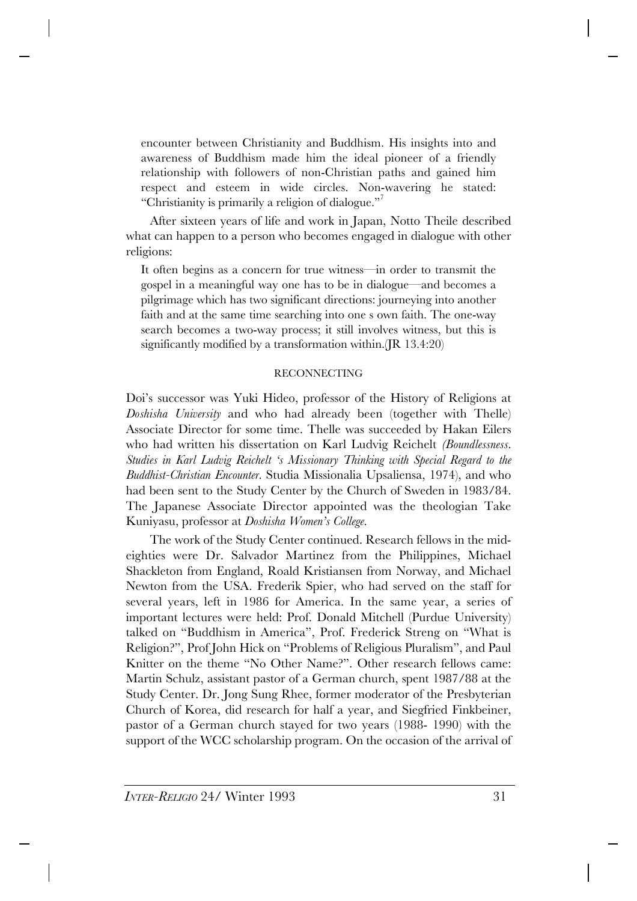encounter between Christianity and Buddhism. His insights into and awareness of Buddhism made him the ideal pioneer of a friendly relationship with followers of non-Christian paths and gained him respect and esteem in wide circles. Non-wavering he stated: "Christianity is primarily a religion of dialogue."[7]

After sixteen years of life and work in Japan, Notto Theile described what can happen to a person who becomes engaged in dialogue with other religions:

> It often begins as a concern for true witness—in order to transmit the gospel in a meaningful way one has to be in dialogue—and becomes a pilgrimage which has two significant directions: journeying into another faith and at the same time searching into one s own faith. The one-way search becomes a two-way process; it still involves witness, but this is significantly modified by a transformation within.(JR 13.4:20)

## RECONNECTING

Doi's successor was Yuki Hideo, professor of the History of Religions at *Doshisha University* and who had already been (together with Thelle) Associate Director for some time. Thelle was succeeded by Hakan Eilers who had written his dissertation on Karl Ludvig Reichelt *(Boundlessness. Studies in Karl Ludvig Reichelt 's Missionary Thinking with Special Regard to the Buddhist-Christian Encounter.* Studia Missionalia Upsaliensa, 1974), and who had been sent to the Study Center by the Church of Sweden in 1983/84. The Japanese Associate Director appointed was the theologian Take Kuniyasu, professor at *Doshisha Women's College.*

The work of the Study Center continued. Research fellows in the mid-eighties were Dr. Salvador Martinez from the Philippines, Michael Shackleton from England, Roald Kristiansen from Norway, and Michael Newton from the USA. Frederik Spier, who had served on the staff for several years, left in 1986 for America. In the same year, a series of important lectures were held: Prof. Donald Mitchell (Purdue University) talked on "Buddhism in America", Prof. Frederick Streng on "What is Religion?", Prof John Hick on "Problems of Religious Pluralism", and Paul Knitter on the theme "No Other Name?". Other research fellows came: Martin Schulz, assistant pastor of a German church, spent 1987/88 at the Study Center. Dr. Jong Sung Rhee, former moderator of the Presbyterian Church of Korea, did research for half a year, and Siegfried Finkbeiner, pastor of a German church stayed for two years (1988- 1990) with the support of the WCC scholarship program. On the occasion of the arrival of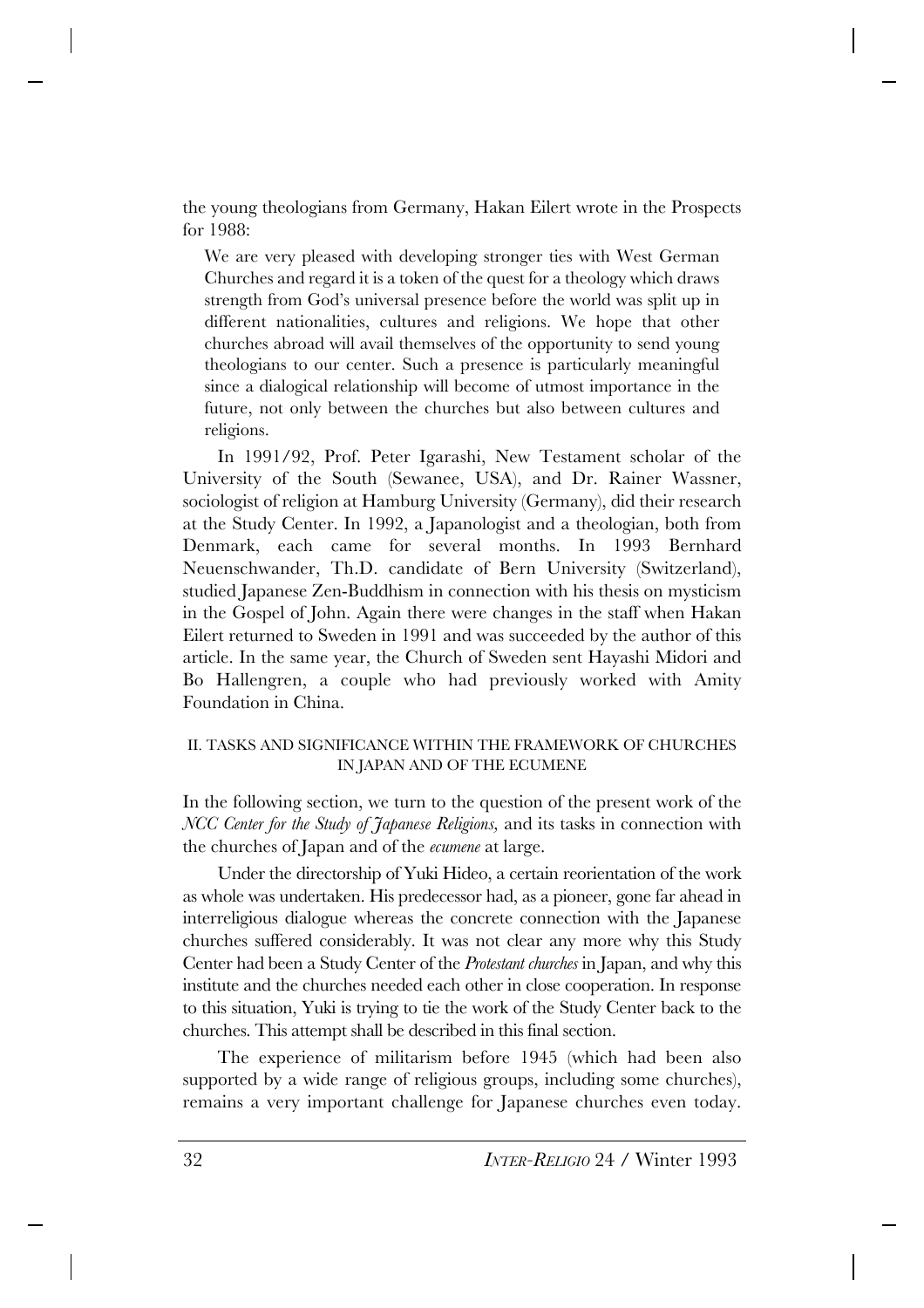the young theologians from Germany, Hakan Eilert wrote in the Prospects for 1988:

> We are very pleased with developing stronger ties with West German Churches and regard it is a token of the quest for a theology which draws strength from God's universal presence before the world was split up in different nationalities, cultures and religions. We hope that other churches abroad will avail themselves of the opportunity to send young theologians to our center. Such a presence is particularly meaningful since a dialogical relationship will become of utmost importance in the future, not only between the churches but also between cultures and religions.

In 1991/92, Prof. Peter Igarashi, New Testament scholar of the University of the South (Sewanee, USA), and Dr. Rainer Wassner, sociologist of religion at Hamburg University (Germany), did their research at the Study Center. In 1992, a Japanologist and a theologian, both from Denmark, each came for several months. In 1993 Bernhard Neuenschwander, Th.D. candidate of Bern University (Switzerland), studied Japanese Zen-Buddhism in connection with his thesis on mysticism in the Gospel of John. Again there were changes in the staff when Hakan Eilert returned to Sweden in 1991 and was succeeded by the author of this article. In the same year, the Church of Sweden sent Hayashi Midori and Bo Hallengren, a couple who had previously worked with Amity Foundation in China.

## II. TASKS AND SIGNIFICANCE WITHIN THE FRAMEWORK OF CHURCHES IN JAPAN AND OF THE ECUMENE

In the following section, we turn to the question of the present work of the *NCC Center for the Study of Japanese Religions*, and its tasks in connection with the churches of Japan and of the *ecumene* at large.

Under the directorship of Yuki Hideo, a certain reorientation of the work as whole was undertaken. His predecessor had, as a pioneer, gone far ahead in interreligious dialogue whereas the concrete connection with the Japanese churches suffered considerably. It was not clear any more why this Study Center had been a Study Center of the *Protestant churches* in Japan, and why this institute and the churches needed each other in close cooperation. In response to this situation, Yuki is trying to tie the work of the Study Center back to the churches. This attempt shall be described in this final section.

The experience of militarism before 1945 (which had been also supported by a wide range of religious groups, including some churches), remains a very important challenge for Japanese churches even today.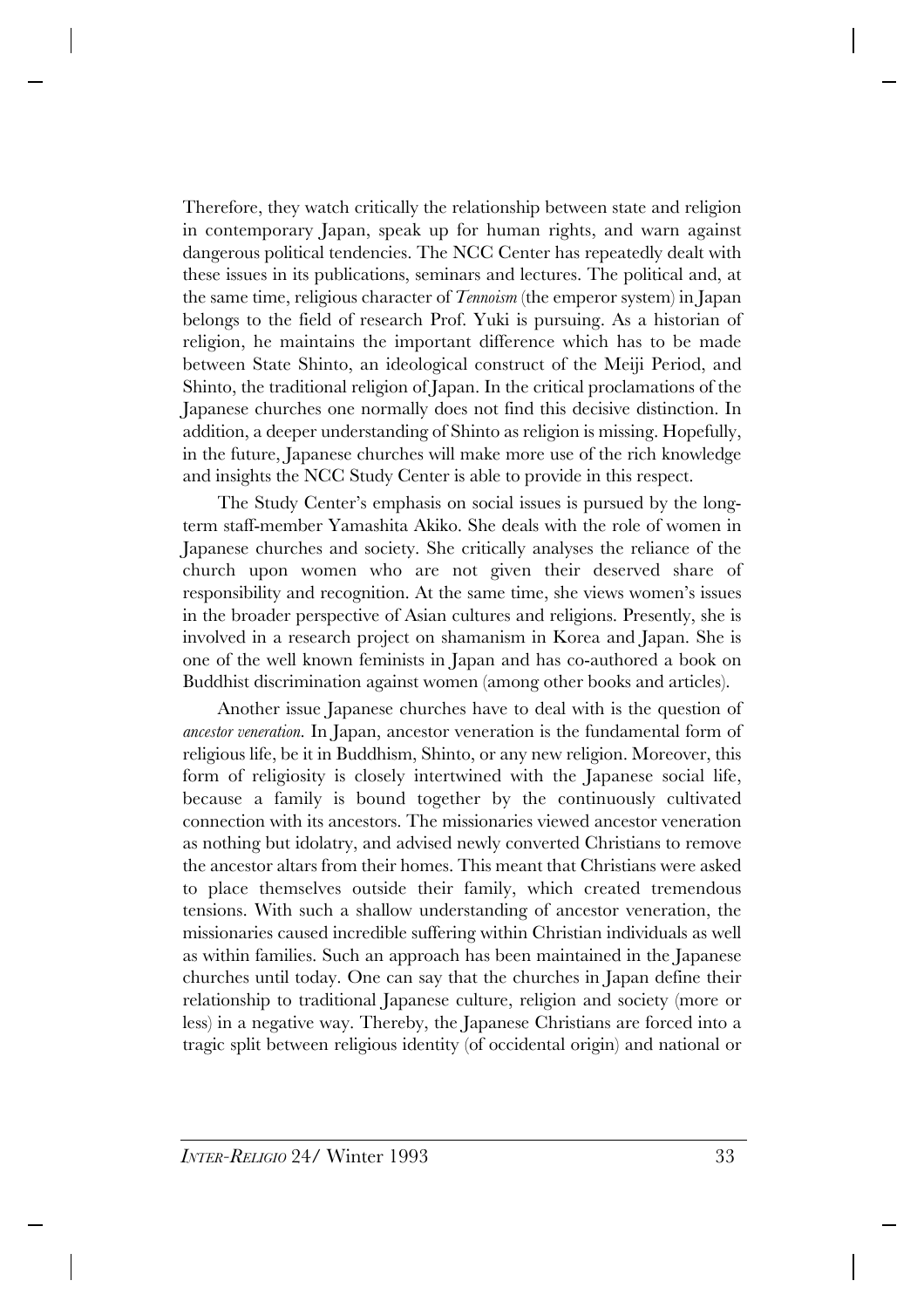Therefore, they watch critically the relationship between state and religion in contemporary Japan, speak up for human rights, and warn against dangerous political tendencies. The NCC Center has repeatedly dealt with these issues in its publications, seminars and lectures. The political and, at the same time, religious character of *Tennoism* (the emperor system) in Japan belongs to the field of research Prof. Yuki is pursuing. As a historian of religion, he maintains the important difference which has to be made between State Shinto, an ideological construct of the Meiji Period, and Shinto, the traditional religion of Japan. In the critical proclamations of the Japanese churches one normally does not find this decisive distinction. In addition, a deeper understanding of Shinto as religion is missing. Hopefully, in the future, Japanese churches will make more use of the rich knowledge and insights the NCC Study Center is able to provide in this respect.

The Study Center's emphasis on social issues is pursued by the long-term staff-member Yamashita Akiko. She deals with the role of women in Japanese churches and society. She critically analyses the reliance of the church upon women who are not given their deserved share of responsibility and recognition. At the same time, she views women's issues in the broader perspective of Asian cultures and religions. Presently, she is involved in a research project on shamanism in Korea and Japan. She is one of the well known feminists in Japan and has co-authored a book on Buddhist discrimination against women (among other books and articles).

Another issue Japanese churches have to deal with is the question of *ancestor veneration.* In Japan, ancestor veneration is the fundamental form of religious life, be it in Buddhism, Shinto, or any new religion. Moreover, this form of religiosity is closely intertwined with the Japanese social life, because a family is bound together by the continuously cultivated connection with its ancestors. The missionaries viewed ancestor veneration as nothing but idolatry, and advised newly converted Christians to remove the ancestor altars from their homes. This meant that Christians were asked to place themselves outside their family, which created tremendous tensions. With such a shallow understanding of ancestor veneration, the missionaries caused incredible suffering within Christian individuals as well as within families. Such an approach has been maintained in the Japanese churches until today. One can say that the churches in Japan define their relationship to traditional Japanese culture, religion and society (more or less) in a negative way. Thereby, the Japanese Christians are forced into a tragic split between religious identity (of occidental origin) and national or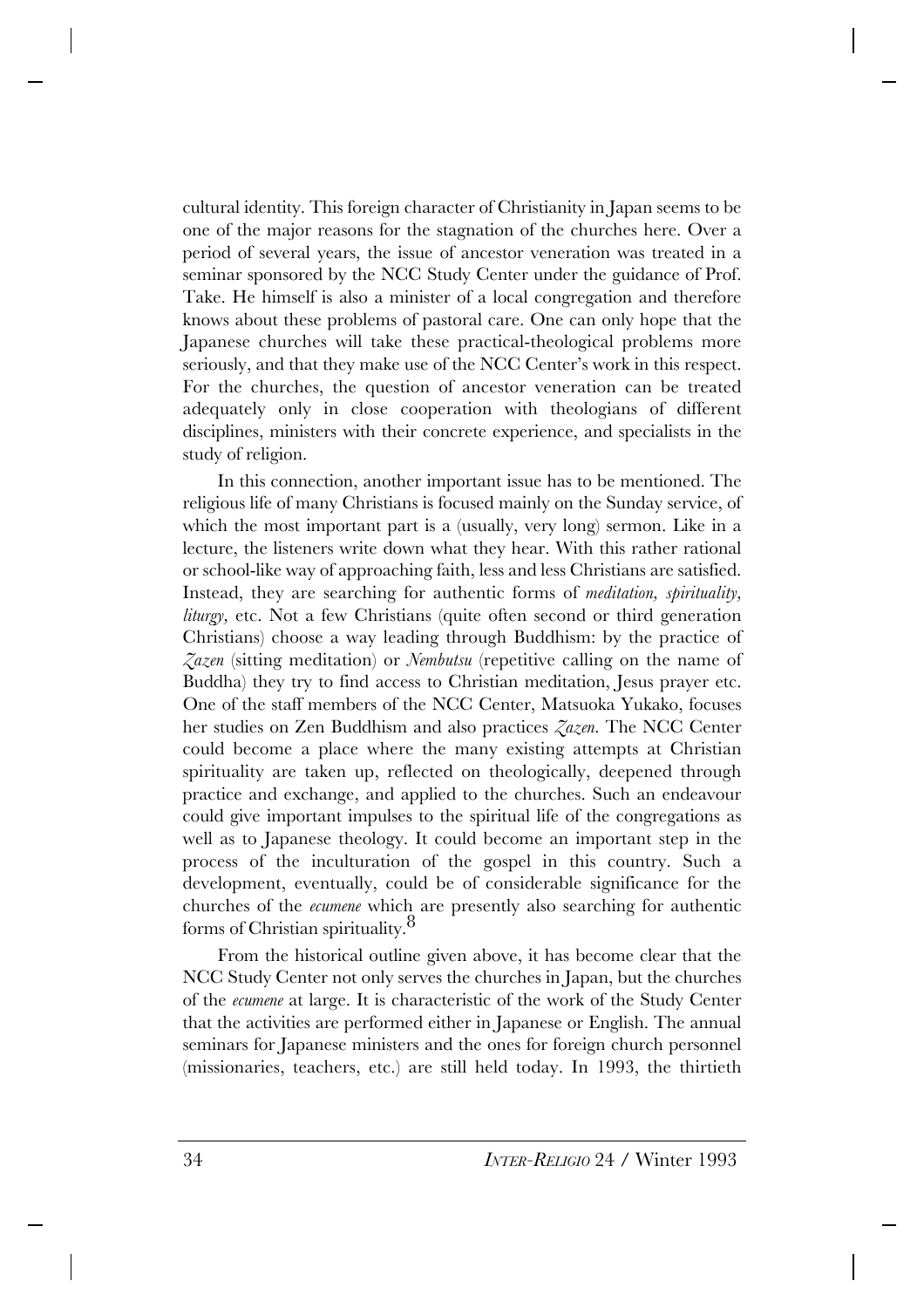cultural identity. This foreign character of Christianity in Japan seems to be one of the major reasons for the stagnation of the churches here. Over a period of several years, the issue of ancestor veneration was treated in a seminar sponsored by the NCC Study Center under the guidance of Prof. Take. He himself is also a minister of a local congregation and therefore knows about these problems of pastoral care. One can only hope that the Japanese churches will take these practical-theological problems more seriously, and that they make use of the NCC Center's work in this respect. For the churches, the question of ancestor veneration can be treated adequately only in close cooperation with theologians of different disciplines, ministers with their concrete experience, and specialists in the study of religion.

In this connection, another important issue has to be mentioned. The religious life of many Christians is focused mainly on the Sunday service, of which the most important part is a (usually, very long) sermon. Like in a lecture, the listeners write down what they hear. With this rather rational or school-like way of approaching faith, less and less Christians are satisfied. Instead, they are searching for authentic forms of *meditation, spirituality, liturgy,* etc. Not a few Christians (quite often second or third generation Christians) choose a way leading through Buddhism: by the practice of *Zazen* (sitting meditation) or *Nembutsu* (repetitive calling on the name of Buddha) they try to find access to Christian meditation, Jesus prayer etc. One of the staff members of the NCC Center, Matsuoka Yukako, focuses her studies on Zen Buddhism and also practices *Zazen.* The NCC Center could become a place where the many existing attempts at Christian spirituality are taken up, reflected on theologically, deepened through practice and exchange, and applied to the churches. Such an endeavour could give important impulses to the spiritual life of the congregations as well as to Japanese theology. It could become an important step in the process of the inculturation of the gospel in this country. Such a development, eventually, could be of considerable significance for the churches of the *ecumene* which are presently also searching for authentic forms of Christian spirituality.[8]

From the historical outline given above, it has become clear that the NCC Study Center not only serves the churches in Japan, but the churches of the *ecumene* at large. It is characteristic of the work of the Study Center that the activities are performed either in Japanese or English. The annual seminars for Japanese ministers and the ones for foreign church personnel (missionaries, teachers, etc.) are still held today. In 1993, the thirtieth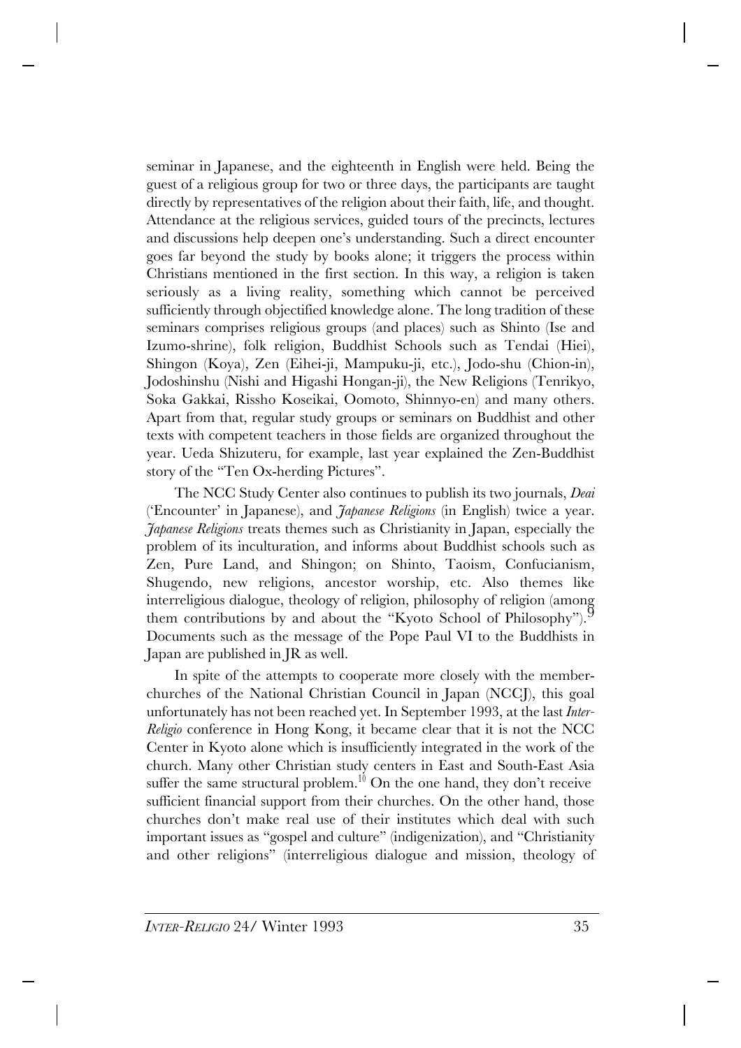seminar in Japanese, and the eighteenth in English were held. Being the guest of a religious group for two or three days, the participants are taught directly by representatives of the religion about their faith, life, and thought. Attendance at the religious services, guided tours of the precincts, lectures and discussions help deepen one's understanding. Such a direct encounter goes far beyond the study by books alone; it triggers the process within Christians mentioned in the first section. In this way, a religion is taken seriously as a living reality, something which cannot be perceived sufficiently through objectified knowledge alone. The long tradition of these seminars comprises religious groups (and places) such as Shinto (Ise and Izumo-shrine), folk religion, Buddhist Schools such as Tendai (Hiei), Shingon (Koya), Zen (Eihei-ji, Mampuku-ji, etc.), Jodo-shu (Chion-in), Jodoshinshu (Nishi and Higashi Hongan-ji), the New Religions (Tenrikyo, Soka Gakkai, Rissho Koseikai, Oomoto, Shinnyo-en) and many others. Apart from that, regular study groups or seminars on Buddhist and other texts with competent teachers in those fields are organized throughout the year. Ueda Shizuteru, for example, last year explained the Zen-Buddhist story of the "Ten Ox-herding Pictures".

The NCC Study Center also continues to publish its two journals, *Deai* ('Encounter' in Japanese), and *Japanese Religions* (in English) twice a year. *Japanese Religions* treats themes such as Christianity in Japan, especially the problem of its inculturation, and informs about Buddhist schools such as Zen, Pure Land, and Shingon; on Shinto, Taoism, Confucianism, Shugendo, new religions, ancestor worship, etc. Also themes like interreligious dialogue, theology of religion, philosophy of religion (among them contributions by and about the "Kyoto School of Philosophy").[9] Documents such as the message of the Pope Paul VI to the Buddhists in Japan are published in JR as well.

In spite of the attempts to cooperate more closely with the member-churches of the National Christian Council in Japan (NCCJ), this goal unfortunately has not been reached yet. In September 1993, at the last *Inter-Religio* conference in Hong Kong, it became clear that it is not the NCC Center in Kyoto alone which is insufficiently integrated in the work of the church. Many other Christian study centers in East and South-East Asia suffer the same structural problem.[10] On the one hand, they don't receive sufficient financial support from their churches. On the other hand, those churches don't make real use of their institutes which deal with such important issues as "gospel and culture" (indigenization), and "Christianity and other religions" (interreligious dialogue and mission, theology of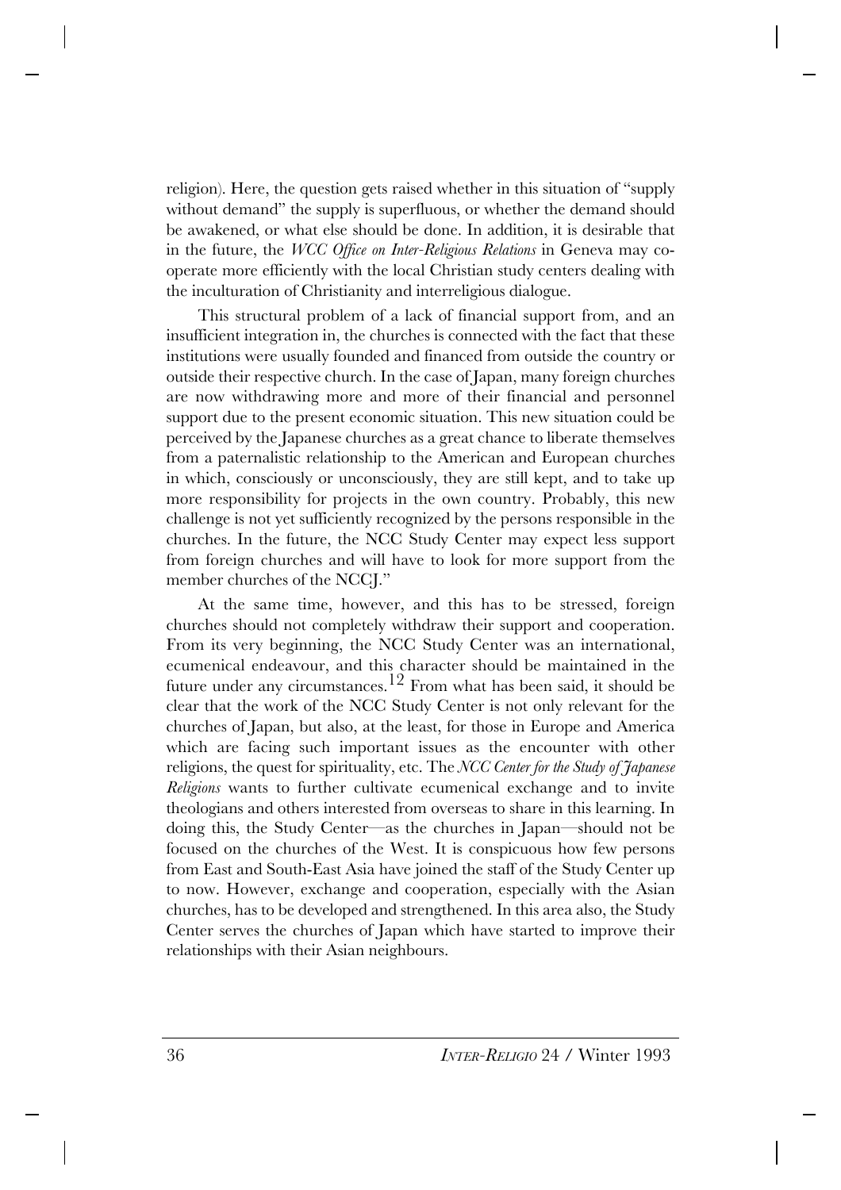religion). Here, the question gets raised whether in this situation of "supply without demand" the supply is superfluous, or whether the demand should be awakened, or what else should be done. In addition, it is desirable that in the future, the *WCC Office on Inter-Religious Relations* in Geneva may co-operate more efficiently with the local Christian study centers dealing with the inculturation of Christianity and interreligious dialogue.

This structural problem of a lack of financial support from, and an insufficient integration in, the churches is connected with the fact that these institutions were usually founded and financed from outside the country or outside their respective church. In the case of Japan, many foreign churches are now withdrawing more and more of their financial and personnel support due to the present economic situation. This new situation could be perceived by the Japanese churches as a great chance to liberate themselves from a paternalistic relationship to the American and European churches in which, consciously or unconsciously, they are still kept, and to take up more responsibility for projects in the own country. Probably, this new challenge is not yet sufficiently recognized by the persons responsible in the churches. In the future, the NCC Study Center may expect less support from foreign churches and will have to look for more support from the member churches of the NCCJ."

At the same time, however, and this has to be stressed, foreign churches should not completely withdraw their support and cooperation. From its very beginning, the NCC Study Center was an international, ecumenical endeavour, and this character should be maintained in the future under any circumstances.[12] From what has been said, it should be clear that the work of the NCC Study Center is not only relevant for the churches of Japan, but also, at the least, for those in Europe and America which are facing such important issues as the encounter with other religions, the quest for spirituality, etc. The *NCC Center for the Study of Japanese Religions* wants to further cultivate ecumenical exchange and to invite theologians and others interested from overseas to share in this learning. In doing this, the Study Center—as the churches in Japan—should not be focused on the churches of the West. It is conspicuous how few persons from East and South-East Asia have joined the staff of the Study Center up to now. However, exchange and cooperation, especially with the Asian churches, has to be developed and strengthened. In this area also, the Study Center serves the churches of Japan which have started to improve their relationships with their Asian neighbours.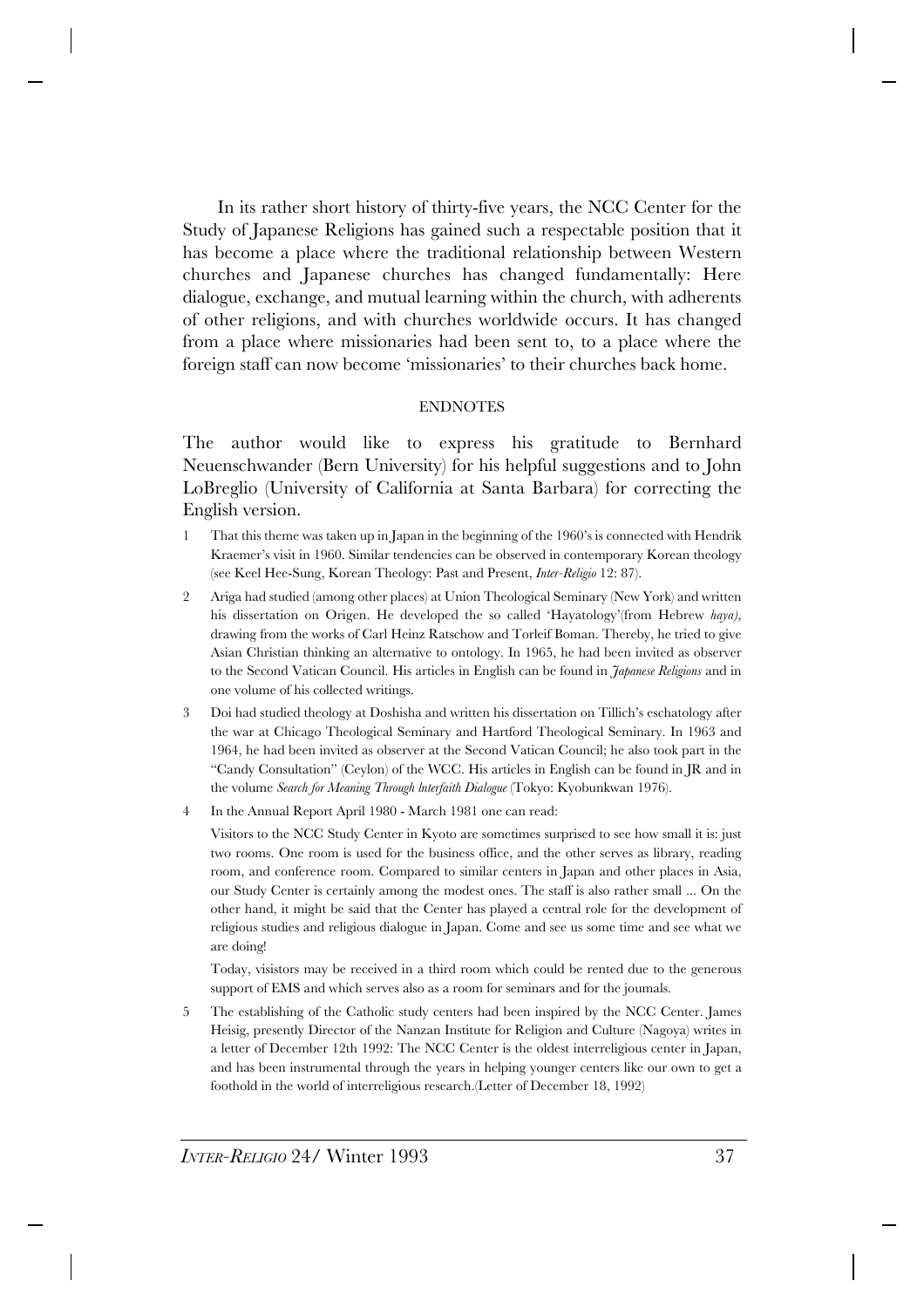In its rather short history of thirty-five years, the NCC Center for the Study of Japanese Religions has gained such a respectable position that it has become a place where the traditional relationship between Western churches and Japanese churches has changed fundamentally: Here dialogue, exchange, and mutual learning within the church, with adherents of other religions, and with churches worldwide occurs. It has changed from a place where missionaries had been sent to, to a place where the foreign staff can now become 'missionaries' to their churches back home.

## ENDNOTES

The author would like to express his gratitude to Bernhard Neuenschwander (Bern University) for his helpful suggestions and to John LoBreglio (University of California at Santa Barbara) for correcting the English version.

1 That this theme was taken up in Japan in the beginning of the 1960's is connected with Hendrik Kraemer's visit in 1960. Similar tendencies can be observed in contemporary Korean theology (see Keel Hee-Sung, Korean Theology: Past and Present, *Inter-Religio* 12: 87).

2 Ariga had studied (among other places) at Union Theological Seminary (New York) and written his dissertation on Origen. He developed the so called 'Hayatology'(from Hebrew *haya),* drawing from the works of Carl Heinz Ratschow and Torleif Boman. Thereby, he tried to give Asian Christian thinking an alternative to ontology. In 1965, he had been invited as observer to the Second Vatican Council. His articles in English can be found in *Japanese Religions* and in one volume of his collected writings.

3 Doi had studied theology at Doshisha and written his dissertation on Tillich's eschatology after the war at Chicago Theological Seminary and Hartford Theological Seminary. In 1963 and 1964, he had been invited as observer at the Second Vatican Council; he also took part in the "Candy Consultation" (Ceylon) of the WCC. His articles in English can be found in JR and in the volume *Search for Meaning Through Interfaith Dialogue* (Tokyo: Kyobunkwan 1976).

4 In the Annual Report April 1980 - March 1981 one can read:

Visitors to the NCC Study Center in Kyoto are sometimes surprised to see how small it is: just two rooms. One room is used for the business office, and the other serves as library, reading room, and conference room. Compared to similar centers in Japan and other places in Asia, our Study Center is certainly among the modest ones. The staff is also rather small ... On the other hand, it might be said that the Center has played a central role for the development of religious studies and religious dialogue in Japan. Come and see us some time and see what we are doing!

Today, visistors may be received in a third room which could be rented due to the generous support of EMS and which serves also as a room for seminars and for the joumals.

5 The establishing of the Catholic study centers had been inspired by the NCC Center. James Heisig, presently Director of the Nanzan Institute for Religion and Culture (Nagoya) writes in a letter of December 12th 1992: The NCC Center is the oldest interreligious center in Japan, and has been instrumental through the years in helping younger centers like our own to get a foothold in the world of interreligious research.(Letter of December 18, 1992)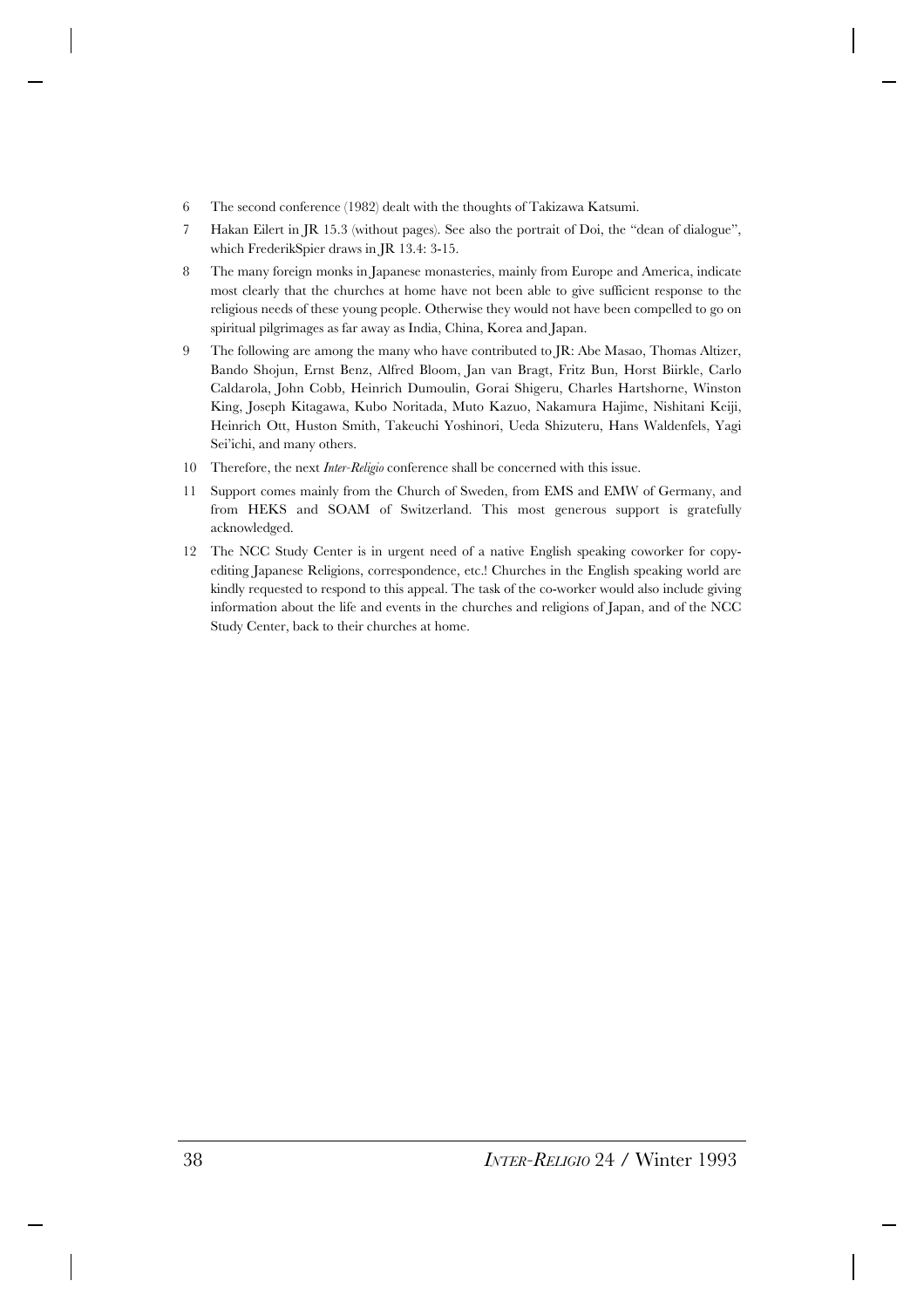6 The second conference (1982) dealt with the thoughts of Takizawa Katsumi.

7 Hakan Eilert in JR 15.3 (without pages). See also the portrait of Doi, the "dean of dialogue", which FrederikSpier draws in JR 13.4: 3-15.

8 The many foreign monks in Japanese monasteries, mainly from Europe and America, indicate most clearly that the churches at home have not been able to give sufficient response to the religious needs of these young people. Otherwise they would not have been compelled to go on spiritual pilgrimages as far away as India, China, Korea and Japan.

9 The following are among the many who have contributed to JR: Abe Masao, Thomas Altizer, Bando Shojun, Ernst Benz, Alfred Bloom, Jan van Bragt, Fritz Bun, Horst Biirkle, Carlo Caldarola, John Cobb, Heinrich Dumoulin, Gorai Shigeru, Charles Hartshorne, Winston King, Joseph Kitagawa, Kubo Noritada, Muto Kazuo, Nakamura Hajime, Nishitani Keiji, Heinrich Ott, Huston Smith, Takeuchi Yoshinori, Ueda Shizuteru, Hans Waldenfels, Yagi Sei'ichi, and many others.

10 Therefore, the next *Inter-Religio* conference shall be concerned with this issue.

11 Support comes mainly from the Church of Sweden, from EMS and EMW of Germany, and from HEKS and SOAM of Switzerland. This most generous support is gratefully acknowledged.

12 The NCC Study Center is in urgent need of a native English speaking coworker for copy-editing Japanese Religions, correspondence, etc.! Churches in the English speaking world are kindly requested to respond to this appeal. The task of the co-worker would also include giving information about the life and events in the churches and religions of Japan, and of the NCC Study Center, back to their churches at home.